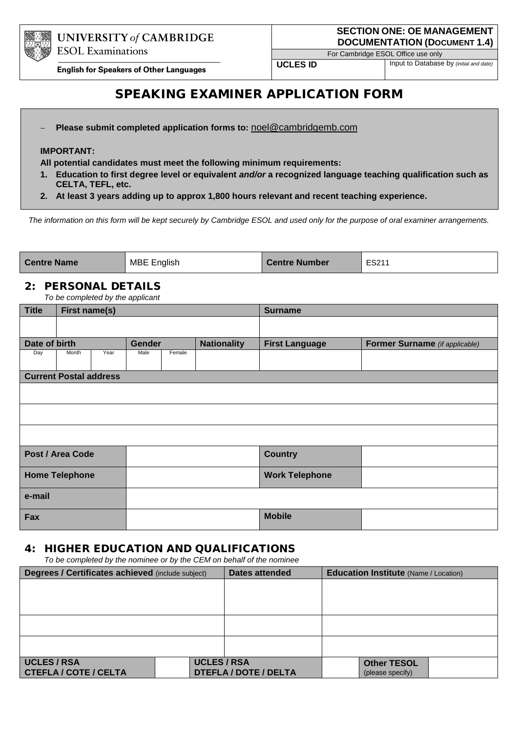**UNIVERSITY of CAMBRIDGE**
ESOL Examinations

**English for Speakers of Other Languages**

| **SECTION ONE: OE MANAGEMENT DOCUMENTATION (DOCUMENT 1.4)** | |
|---|---|
| For Cambridge ESOL Office use only | |
| **UCLES ID** | Input to Database by *(initial and date)* |

# SPEAKING EXAMINER APPLICATION FORM

– **Please submit completed application forms to:** noel@cambridgemb.com

**IMPORTANT:**

**All potential candidates must meet the following minimum requirements:**

1. **Education to first degree level or equivalent *and/or* a recognized language teaching qualification such as CELTA, TEFL, etc.**
2. **At least 3 years adding up to approx 1,800 hours relevant and recent teaching experience.**

*The information on this form will be kept securely by Cambridge ESOL and used only for the purpose of oral examiner arrangements.*

| **Centre Name** | MBE English | **Centre Number** | ES211 |
|---|---|---|---|

## 2: PERSONAL DETAILS

*To be completed by the applicant*

| **Title** | **First name(s)** | | | | | **Surname** | |
|---|---|---|---|---|---|---|---|
| | | | | | | | |
| **Date of birth** | | | **Gender** | | **Nationality** | **First Language** | **Former Surname** *(if applicable)* |
| Day | Month | Year | Male | Female | | | |
| **Current Postal address** | | | | | | | |
| | | | | | | | |
| | | | | | | | |
| | | | | | | | |

| **Post / Area Code** | | **Country** | |
|---|---|---|---|
| **Home Telephone** | | **Work Telephone** | |
| **e-mail** | | | |
| **Fax** | | **Mobile** | |

## 4: HIGHER EDUCATION AND QUALIFICATIONS

*To be completed by the nominee or by the CEM on behalf of the nominee*

| **Degrees / Certificates achieved** (include subject) | **Dates attended** | **Education Institute** (Name / Location) |
|---|---|---|
| | | |
| | | |
| | | |

| **UCLES / RSA CTEFLA / COTE / CELTA** | | **UCLES / RSA DTEFLA / DOTE / DELTA** | | **Other TESOL** (please specify) | |
|---|---|---|---|---|---|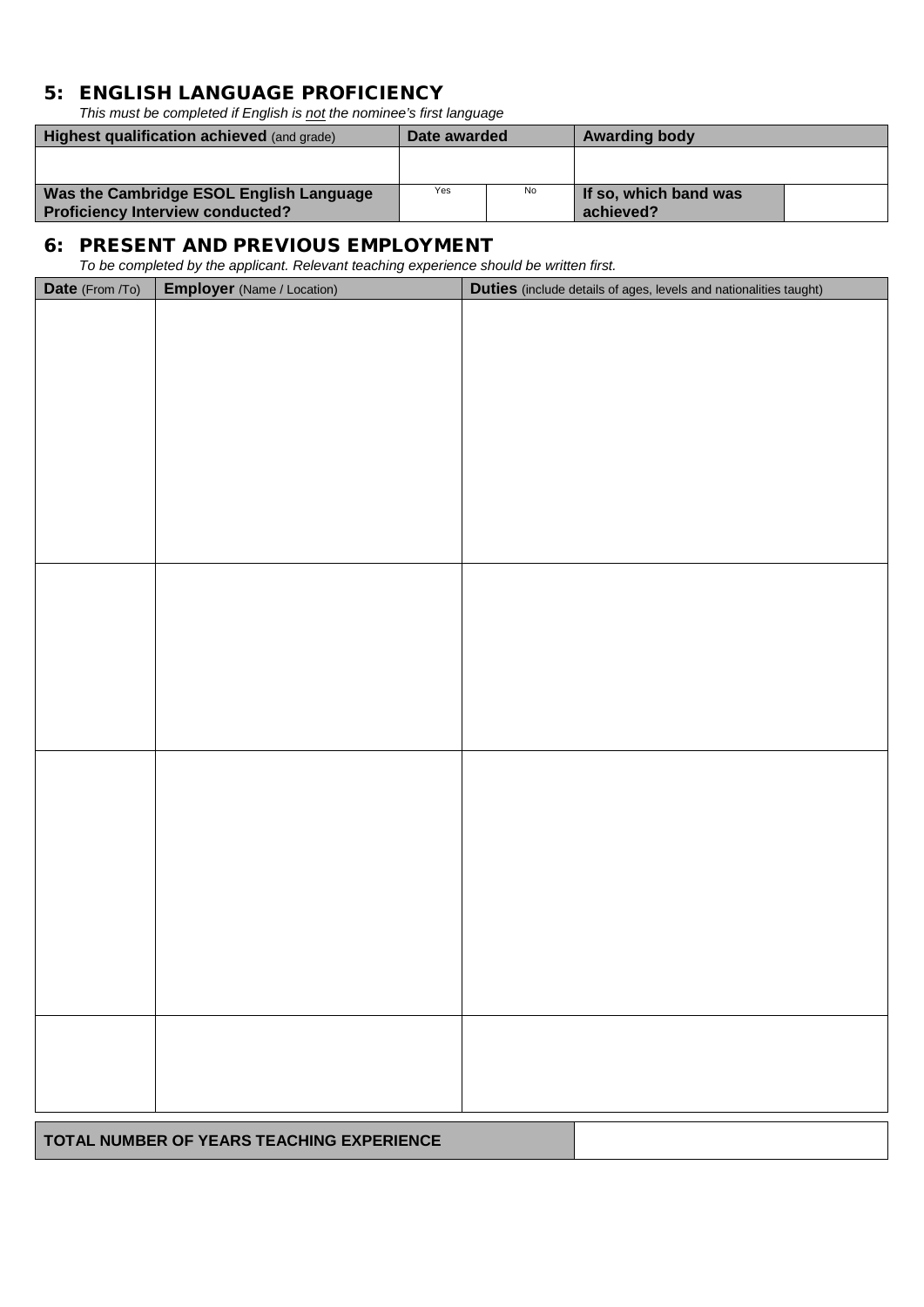## 5: ENGLISH LANGUAGE PROFICIENCY

*This must be completed if English is <u>not</u> the nominee's first language*

| **Highest qualification achieved** (and grade) | **Date awarded** | | **Awarding body** | |
|---|---|---|---|---|
| | | | | |
| **Was the Cambridge ESOL English Language Proficiency Interview conducted?** | Yes | No | **If so, which band was achieved?** | |

## 6: PRESENT AND PREVIOUS EMPLOYMENT

*To be completed by the applicant. Relevant teaching experience should be written first.*

| **Date** (From /To) | **Employer** (Name / Location) | **Duties** (include details of ages, levels and nationalities taught) |
|---|---|---|
| | | |
| | | |
| | | |
| | | |

| **TOTAL NUMBER OF YEARS TEACHING EXPERIENCE** | |
|---|---|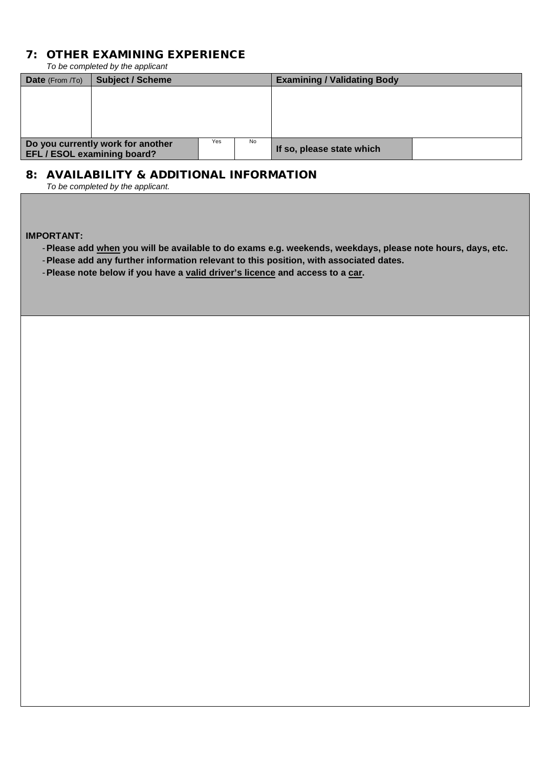## 7: OTHER EXAMINING EXPERIENCE

*To be completed by the applicant*

| **Date** (From /To) | **Subject / Scheme** | | | **Examining / Validating Body** | |
|---|---|---|---|---|---|
| | | | | | |
| **Do you currently work for another EFL / ESOL examining board?** | | Yes | No | **If so, please state which** | |

## 8: AVAILABILITY & ADDITIONAL INFORMATION

*To be completed by the applicant.*

**IMPORTANT:**

- **Please add when you will be available to do exams e.g. weekends, weekdays, please note hours, days, etc.**
- **Please add any further information relevant to this position, with associated dates.**
- **Please note below if you have a valid driver's licence and access to a car.**